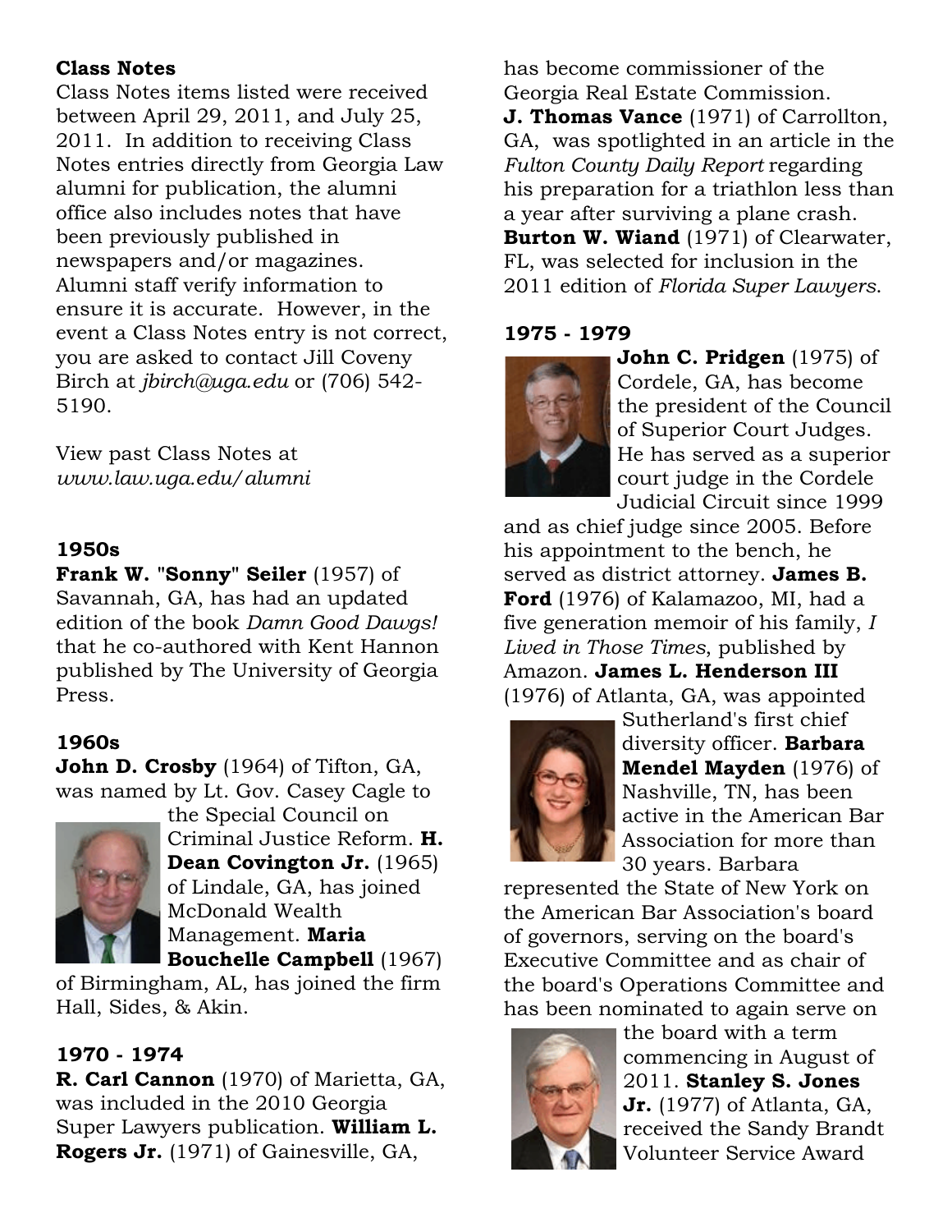## Class Notes

Class Notes items listed were received between April 29, 2011, and July 25, 2011. In addition to receiving Class Notes entries directly from Georgia Law alumni for publication, the alumni office also includes notes that have been previously published in newspapers and/or magazines. Alumni staff verify information to ensure it is accurate. However, in the event a Class Notes entry is not correct, you are asked to contact Jill Coveny Birch at *jbirch@uga.edu* or (706) 542-5190.

View past Class Notes at *www.law.uga.edu/alumni*

### 1950s

**Frank W. "Sonny" Seiler** (1957) of Savannah, GA, has had an updated edition of the book *Damn Good Dawgs!* that he co-authored with Kent Hannon published by The University of Georgia Press.

### 1960s

**John D. Crosby** (1964) of Tifton, GA, was named by Lt. Gov. Casey Cagle to the Special Council on Criminal Justice Reform. **H. Dean Covington Jr.** (1965) of Lindale, GA, has joined McDonald Wealth Management. **Maria Bouchelle Campbell** (1967) of Birmingham, AL, has joined the firm Hall, Sides, & Akin.

### 1970 - 1974

**R. Carl Cannon** (1970) of Marietta, GA, was included in the 2010 Georgia Super Lawyers publication. **William L. Rogers Jr.** (1971) of Gainesville, GA, has become commissioner of the Georgia Real Estate Commission. **J. Thomas Vance** (1971) of Carrollton, GA, was spotlighted in an article in the *Fulton County Daily Report* regarding his preparation for a triathlon less than a year after surviving a plane crash. **Burton W. Wiand** (1971) of Clearwater, FL, was selected for inclusion in the 2011 edition of *Florida Super Lawyers*.

### 1975 - 1979

**John C. Pridgen** (1975) of Cordele, GA, has become the president of the Council of Superior Court Judges. He has served as a superior court judge in the Cordele Judicial Circuit since 1999 and as chief judge since 2005. Before his appointment to the bench, he served as district attorney. **James B. Ford** (1976) of Kalamazoo, MI, had a five generation memoir of his family, *I Lived in Those Times*, published by Amazon. **James L. Henderson III** (1976) of Atlanta, GA, was appointed Sutherland's first chief diversity officer. **Barbara Mendel Mayden** (1976) of Nashville, TN, has been active in the American Bar Association for more than 30 years. Barbara represented the State of New York on the American Bar Association's board of governors, serving on the board's Executive Committee and as chair of the board's Operations Committee and has been nominated to again serve on the board with a term commencing in August of 2011. **Stanley S. Jones Jr.** (1977) of Atlanta, GA, received the Sandy Brandt Volunteer Service Award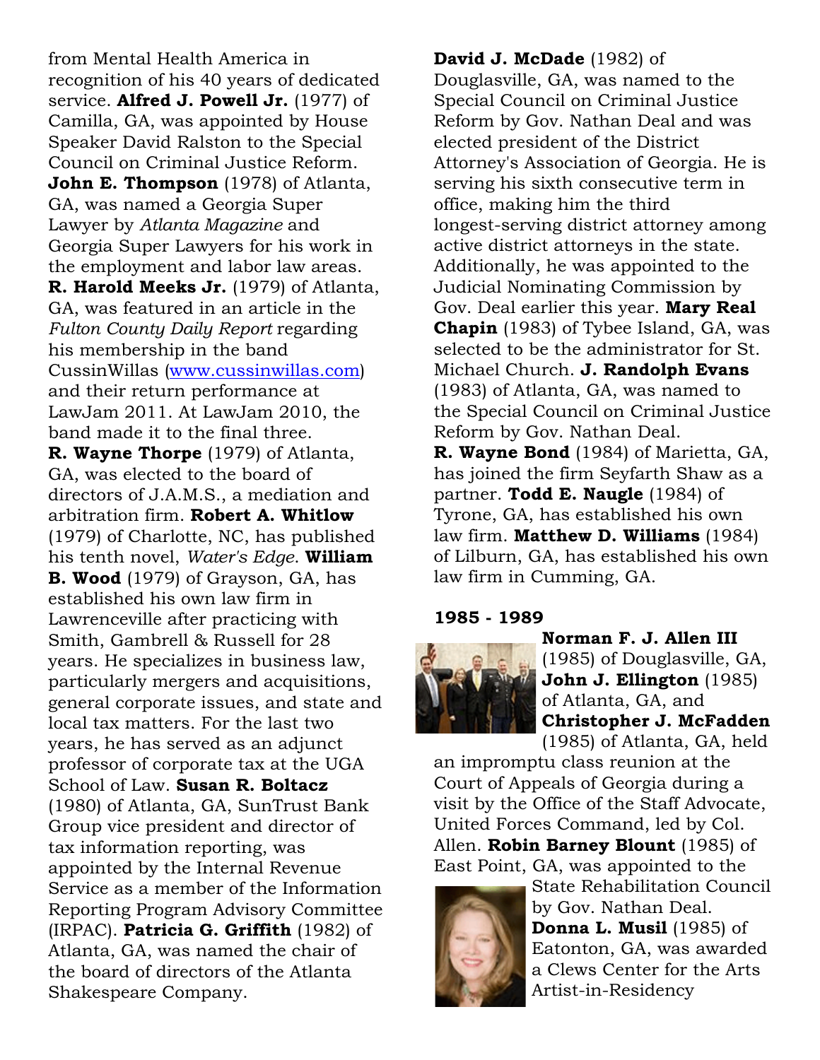from Mental Health America in recognition of his 40 years of dedicated service. **Alfred J. Powell Jr.** (1977) of Camilla, GA, was appointed by House Speaker David Ralston to the Special Council on Criminal Justice Reform. **John E. Thompson** (1978) of Atlanta, GA, was named a Georgia Super Lawyer by *Atlanta Magazine* and Georgia Super Lawyers for his work in the employment and labor law areas. **R. Harold Meeks Jr.** (1979) of Atlanta, GA, was featured in an article in the *Fulton County Daily Report* regarding his membership in the band CussinWillas (www.cussinwillas.com) and their return performance at LawJam 2011. At LawJam 2010, the band made it to the final three. **R. Wayne Thorpe** (1979) of Atlanta, GA, was elected to the board of directors of J.A.M.S., a mediation and arbitration firm. **Robert A. Whitlow** (1979) of Charlotte, NC, has published his tenth novel, *Water's Edge*. **William B. Wood** (1979) of Grayson, GA, has established his own law firm in Lawrenceville after practicing with Smith, Gambrell & Russell for 28 years. He specializes in business law, particularly mergers and acquisitions, general corporate issues, and state and local tax matters. For the last two years, he has served as an adjunct professor of corporate tax at the UGA School of Law. **Susan R. Boltacz** (1980) of Atlanta, GA, SunTrust Bank Group vice president and director of tax information reporting, was appointed by the Internal Revenue Service as a member of the Information Reporting Program Advisory Committee (IRPAC). **Patricia G. Griffith** (1982) of Atlanta, GA, was named the chair of the board of directors of the Atlanta Shakespeare Company.

**David J. McDade** (1982) of Douglasville, GA, was named to the Special Council on Criminal Justice Reform by Gov. Nathan Deal and was elected president of the District Attorney's Association of Georgia. He is serving his sixth consecutive term in office, making him the third longest-serving district attorney among active district attorneys in the state. Additionally, he was appointed to the Judicial Nominating Commission by Gov. Deal earlier this year. **Mary Real Chapin** (1983) of Tybee Island, GA, was selected to be the administrator for St. Michael Church. **J. Randolph Evans** (1983) of Atlanta, GA, was named to the Special Council on Criminal Justice Reform by Gov. Nathan Deal. **R. Wayne Bond** (1984) of Marietta, GA, has joined the firm Seyfarth Shaw as a partner. **Todd E. Naugle** (1984) of Tyrone, GA, has established his own law firm. **Matthew D. Williams** (1984) of Lilburn, GA, has established his own law firm in Cumming, GA.

## 1985 - 1989

**Norman F. J. Allen III** (1985) of Douglasville, GA, **John J. Ellington** (1985) of Atlanta, GA, and **Christopher J. McFadden** (1985) of Atlanta, GA, held an impromptu class reunion at the Court of Appeals of Georgia during a visit by the Office of the Staff Advocate, United Forces Command, led by Col. Allen. **Robin Barney Blount** (1985) of East Point, GA, was appointed to the State Rehabilitation Council by Gov. Nathan Deal. **Donna L. Musil** (1985) of Eatonton, GA, was awarded a Clews Center for the Arts Artist-in-Residency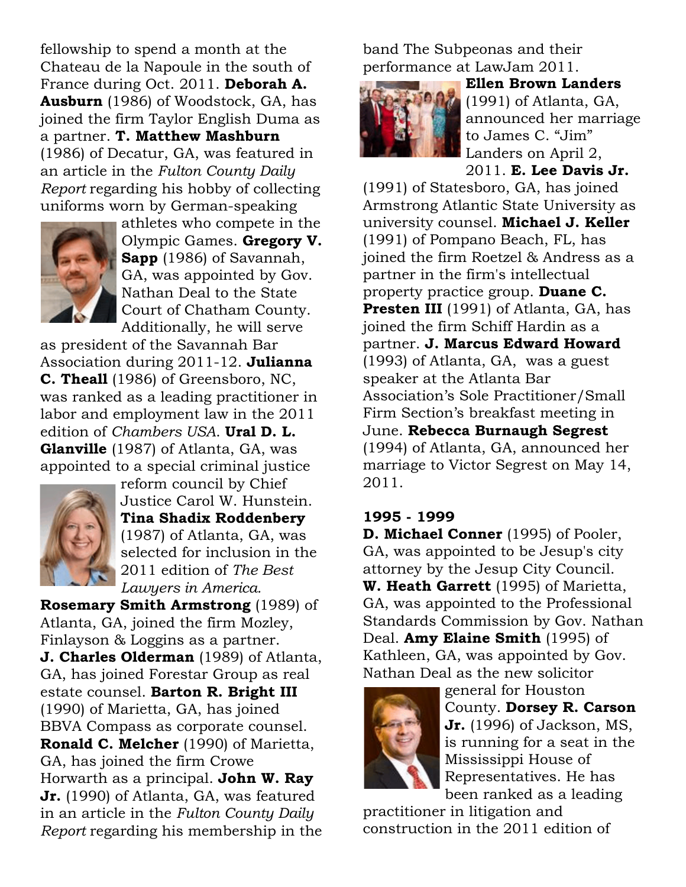fellowship to spend a month at the Chateau de la Napoule in the south of France during Oct. 2011. **Deborah A. Ausburn** (1986) of Woodstock, GA, has joined the firm Taylor English Duma as a partner. **T. Matthew Mashburn** (1986) of Decatur, GA, was featured in an article in the *Fulton County Daily Report* regarding his hobby of collecting uniforms worn by German-speaking athletes who compete in the Olympic Games. **Gregory V. Sapp** (1986) of Savannah, GA, was appointed by Gov. Nathan Deal to the State Court of Chatham County. Additionally, he will serve as president of the Savannah Bar Association during 2011-12. **Julianna C. Theall** (1986) of Greensboro, NC, was ranked as a leading practitioner in labor and employment law in the 2011 edition of *Chambers USA*. **Ural D. L. Glanville** (1987) of Atlanta, GA, was appointed to a special criminal justice reform council by Chief Justice Carol W. Hunstein. **Tina Shadix Roddenbery** (1987) of Atlanta, GA, was selected for inclusion in the 2011 edition of *The Best Lawyers in America*. **Rosemary Smith Armstrong** (1989) of Atlanta, GA, joined the firm Mozley, Finlayson & Loggins as a partner. **J. Charles Olderman** (1989) of Atlanta, GA, has joined Forestar Group as real estate counsel. **Barton R. Bright III** (1990) of Marietta, GA, has joined BBVA Compass as corporate counsel. **Ronald C. Melcher** (1990) of Marietta, GA, has joined the firm Crowe Horwarth as a principal. **John W. Ray Jr.** (1990) of Atlanta, GA, was featured in an article in the *Fulton County Daily Report* regarding his membership in the band The Subpeonas and their performance at LawJam 2011.

**Ellen Brown Landers** (1991) of Atlanta, GA, announced her marriage to James C. "Jim" Landers on April 2, 2011. **E. Lee Davis Jr.** (1991) of Statesboro, GA, has joined Armstrong Atlantic State University as university counsel. **Michael J. Keller** (1991) of Pompano Beach, FL, has joined the firm Roetzel & Andress as a partner in the firm's intellectual property practice group. **Duane C. Presten III** (1991) of Atlanta, GA, has joined the firm Schiff Hardin as a partner. **J. Marcus Edward Howard** (1993) of Atlanta, GA, was a guest speaker at the Atlanta Bar Association's Sole Practitioner/Small Firm Section's breakfast meeting in June. **Rebecca Burnaugh Segrest** (1994) of Atlanta, GA, announced her marriage to Victor Segrest on May 14, 2011.

**1995 - 1999**

**D. Michael Conner** (1995) of Pooler, GA, was appointed to be Jesup's city attorney by the Jesup City Council. **W. Heath Garrett** (1995) of Marietta, GA, was appointed to the Professional Standards Commission by Gov. Nathan Deal. **Amy Elaine Smith** (1995) of Kathleen, GA, was appointed by Gov. Nathan Deal as the new solicitor general for Houston County. **Dorsey R. Carson Jr.** (1996) of Jackson, MS, is running for a seat in the Mississippi House of Representatives. He has been ranked as a leading practitioner in litigation and construction in the 2011 edition of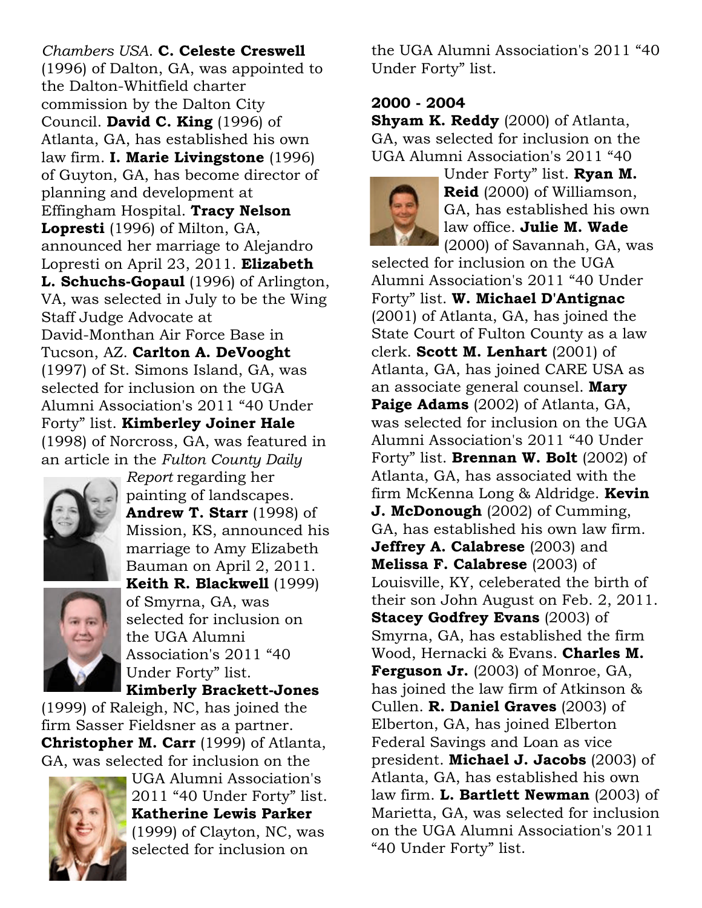*Chambers USA*. **C. Celeste Creswell** (1996) of Dalton, GA, was appointed to the Dalton-Whitfield charter commission by the Dalton City Council. **David C. King** (1996) of Atlanta, GA, has established his own law firm. **I. Marie Livingstone** (1996) of Guyton, GA, has become director of planning and development at Effingham Hospital. **Tracy Nelson Lopresti** (1996) of Milton, GA, announced her marriage to Alejandro Lopresti on April 23, 2011. **Elizabeth L. Schuchs-Gopaul** (1996) of Arlington, VA, was selected in July to be the Wing Staff Judge Advocate at David-Monthan Air Force Base in Tucson, AZ. **Carlton A. DeVooght** (1997) of St. Simons Island, GA, was selected for inclusion on the UGA Alumni Association's 2011 "40 Under Forty" list. **Kimberley Joiner Hale** (1998) of Norcross, GA, was featured in an article in the *Fulton County Daily Report* regarding her painting of landscapes. **Andrew T. Starr** (1998) of Mission, KS, announced his marriage to Amy Elizabeth Bauman on April 2, 2011. **Keith R. Blackwell** (1999) of Smyrna, GA, was selected for inclusion on the UGA Alumni Association's 2011 "40 Under Forty" list. **Kimberly Brackett-Jones** (1999) of Raleigh, NC, has joined the firm Sasser Fieldsner as a partner. **Christopher M. Carr** (1999) of Atlanta, GA, was selected for inclusion on the UGA Alumni Association's 2011 "40 Under Forty" list. **Katherine Lewis Parker** (1999) of Clayton, NC, was selected for inclusion on the UGA Alumni Association's 2011 "40 Under Forty" list.

**2000 - 2004**

**Shyam K. Reddy** (2000) of Atlanta, GA, was selected for inclusion on the UGA Alumni Association's 2011 "40 Under Forty" list. **Ryan M. Reid** (2000) of Williamson, GA, has established his own law office. **Julie M. Wade** (2000) of Savannah, GA, was selected for inclusion on the UGA Alumni Association's 2011 "40 Under Forty" list. **W. Michael D'Antignac** (2001) of Atlanta, GA, has joined the State Court of Fulton County as a law clerk. **Scott M. Lenhart** (2001) of Atlanta, GA, has joined CARE USA as an associate general counsel. **Mary Paige Adams** (2002) of Atlanta, GA, was selected for inclusion on the UGA Alumni Association's 2011 "40 Under Forty" list. **Brennan W. Bolt** (2002) of Atlanta, GA, has associated with the firm McKenna Long & Aldridge. **Kevin J. McDonough** (2002) of Cumming, GA, has established his own law firm. **Jeffrey A. Calabrese** (2003) and **Melissa F. Calabrese** (2003) of Louisville, KY, celeberated the birth of their son John August on Feb. 2, 2011. **Stacey Godfrey Evans** (2003) of Smyrna, GA, has established the firm Wood, Hernacki & Evans. **Charles M. Ferguson Jr.** (2003) of Monroe, GA, has joined the law firm of Atkinson & Cullen. **R. Daniel Graves** (2003) of Elberton, GA, has joined Elberton Federal Savings and Loan as vice president. **Michael J. Jacobs** (2003) of Atlanta, GA, has established his own law firm. **L. Bartlett Newman** (2003) of Marietta, GA, was selected for inclusion on the UGA Alumni Association's 2011 "40 Under Forty" list.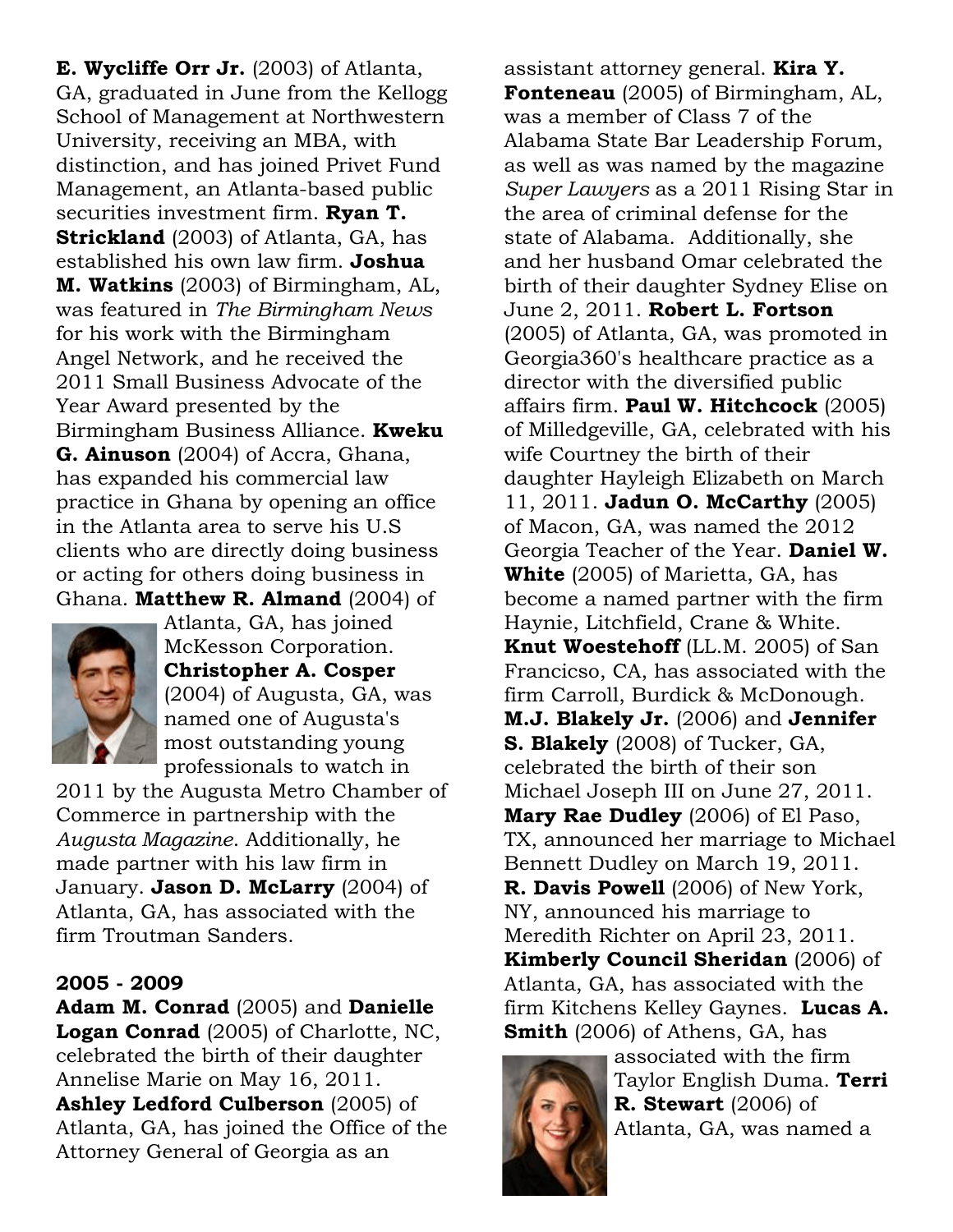**E. Wycliffe Orr Jr.** (2003) of Atlanta, GA, graduated in June from the Kellogg School of Management at Northwestern University, receiving an MBA, with distinction, and has joined Privet Fund Management, an Atlanta-based public securities investment firm. **Ryan T. Strickland** (2003) of Atlanta, GA, has established his own law firm. **Joshua M. Watkins** (2003) of Birmingham, AL, was featured in *The Birmingham News* for his work with the Birmingham Angel Network, and he received the 2011 Small Business Advocate of the Year Award presented by the Birmingham Business Alliance. **Kweku G. Ainuson** (2004) of Accra, Ghana, has expanded his commercial law practice in Ghana by opening an office in the Atlanta area to serve his U.S clients who are directly doing business or acting for others doing business in Ghana. **Matthew R. Almand** (2004) of Atlanta, GA, has joined McKesson Corporation. **Christopher A. Cosper** (2004) of Augusta, GA, was named one of Augusta's most outstanding young professionals to watch in 2011 by the Augusta Metro Chamber of Commerce in partnership with the *Augusta Magazine*. Additionally, he made partner with his law firm in January. **Jason D. McLarry** (2004) of Atlanta, GA, has associated with the firm Troutman Sanders.

**2005 - 2009**

**Adam M. Conrad** (2005) and **Danielle Logan Conrad** (2005) of Charlotte, NC, celebrated the birth of their daughter Annelise Marie on May 16, 2011. **Ashley Ledford Culberson** (2005) of Atlanta, GA, has joined the Office of the Attorney General of Georgia as an assistant attorney general. **Kira Y. Fonteneau** (2005) of Birmingham, AL, was a member of Class 7 of the Alabama State Bar Leadership Forum, as well as was named by the magazine *Super Lawyers* as a 2011 Rising Star in the area of criminal defense for the state of Alabama. Additionally, she and her husband Omar celebrated the birth of their daughter Sydney Elise on June 2, 2011. **Robert L. Fortson** (2005) of Atlanta, GA, was promoted in Georgia360's healthcare practice as a director with the diversified public affairs firm. **Paul W. Hitchcock** (2005) of Milledgeville, GA, celebrated with his wife Courtney the birth of their daughter Hayleigh Elizabeth on March 11, 2011. **Jadun O. McCarthy** (2005) of Macon, GA, was named the 2012 Georgia Teacher of the Year. **Daniel W. White** (2005) of Marietta, GA, has become a named partner with the firm Haynie, Litchfield, Crane & White. **Knut Woestehoff** (LL.M. 2005) of San Francicso, CA, has associated with the firm Carroll, Burdick & McDonough. **M.J. Blakely Jr.** (2006) and **Jennifer S. Blakely** (2008) of Tucker, GA, celebrated the birth of their son Michael Joseph III on June 27, 2011. **Mary Rae Dudley** (2006) of El Paso, TX, announced her marriage to Michael Bennett Dudley on March 19, 2011. **R. Davis Powell** (2006) of New York, NY, announced his marriage to Meredith Richter on April 23, 2011. **Kimberly Council Sheridan** (2006) of Atlanta, GA, has associated with the firm Kitchens Kelley Gaynes. **Lucas A. Smith** (2006) of Athens, GA, has associated with the firm Taylor English Duma. **Terri R. Stewart** (2006) of Atlanta, GA, was named a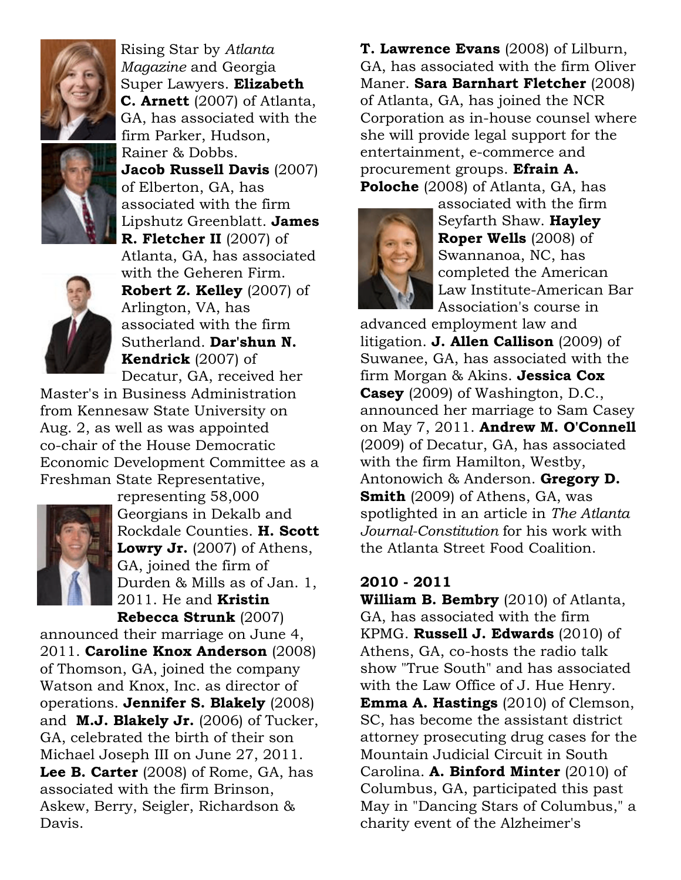Rising Star by *Atlanta Magazine* and Georgia Super Lawyers. **Elizabeth C. Arnett** (2007) of Atlanta, GA, has associated with the firm Parker, Hudson, Rainer & Dobbs. **Jacob Russell Davis** (2007) of Elberton, GA, has associated with the firm Lipshutz Greenblatt. **James R. Fletcher II** (2007) of Atlanta, GA, has associated with the Geheren Firm. **Robert Z. Kelley** (2007) of Arlington, VA, has associated with the firm Sutherland. **Dar'shun N. Kendrick** (2007) of Decatur, GA, received her Master's in Business Administration from Kennesaw State University on Aug. 2, as well as was appointed co-chair of the House Democratic Economic Development Committee as a Freshman State Representative, representing 58,000 Georgians in Dekalb and Rockdale Counties. **H. Scott Lowry Jr.** (2007) of Athens, GA, joined the firm of Durden & Mills as of Jan. 1, 2011. He and **Kristin Rebecca Strunk** (2007) announced their marriage on June 4, 2011. **Caroline Knox Anderson** (2008) of Thomson, GA, joined the company Watson and Knox, Inc. as director of operations. **Jennifer S. Blakely** (2008) and **M.J. Blakely Jr.** (2006) of Tucker, GA, celebrated the birth of their son Michael Joseph III on June 27, 2011. **Lee B. Carter** (2008) of Rome, GA, has associated with the firm Brinson, Askew, Berry, Seigler, Richardson & Davis. **T. Lawrence Evans** (2008) of Lilburn, GA, has associated with the firm Oliver Maner. **Sara Barnhart Fletcher** (2008) of Atlanta, GA, has joined the NCR Corporation as in-house counsel where she will provide legal support for the entertainment, e-commerce and procurement groups. **Efrain A. Poloche** (2008) of Atlanta, GA, has associated with the firm Seyfarth Shaw. **Hayley Roper Wells** (2008) of Swannanoa, NC, has completed the American Law Institute-American Bar Association's course in advanced employment law and litigation. **J. Allen Callison** (2009) of Suwanee, GA, has associated with the firm Morgan & Akins. **Jessica Cox Casey** (2009) of Washington, D.C., announced her marriage to Sam Casey on May 7, 2011. **Andrew M. O'Connell** (2009) of Decatur, GA, has associated with the firm Hamilton, Westby, Antonowich & Anderson. **Gregory D. Smith** (2009) of Athens, GA, was spotlighted in an article in *The Atlanta Journal-Constitution* for his work with the Atlanta Street Food Coalition.

**2010 - 2011**

**William B. Bembry** (2010) of Atlanta, GA, has associated with the firm KPMG. **Russell J. Edwards** (2010) of Athens, GA, co-hosts the radio talk show "True South" and has associated with the Law Office of J. Hue Henry. **Emma A. Hastings** (2010) of Clemson, SC, has become the assistant district attorney prosecuting drug cases for the Mountain Judicial Circuit in South Carolina. **A. Binford Minter** (2010) of Columbus, GA, participated this past May in "Dancing Stars of Columbus," a charity event of the Alzheimer's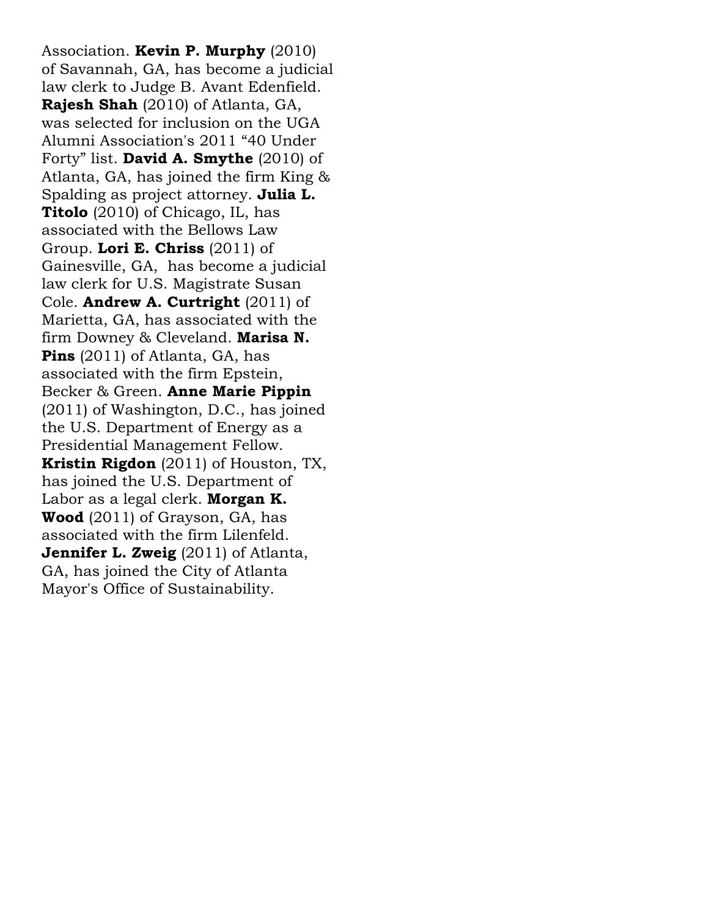Association. **Kevin P. Murphy** (2010) of Savannah, GA, has become a judicial law clerk to Judge B. Avant Edenfield. **Rajesh Shah** (2010) of Atlanta, GA, was selected for inclusion on the UGA Alumni Association's 2011 "40 Under Forty" list. **David A. Smythe** (2010) of Atlanta, GA, has joined the firm King & Spalding as project attorney. **Julia L. Titolo** (2010) of Chicago, IL, has associated with the Bellows Law Group. **Lori E. Chriss** (2011) of Gainesville, GA, has become a judicial law clerk for U.S. Magistrate Susan Cole. **Andrew A. Curtright** (2011) of Marietta, GA, has associated with the firm Downey & Cleveland. **Marisa N. Pins** (2011) of Atlanta, GA, has associated with the firm Epstein, Becker & Green. **Anne Marie Pippin** (2011) of Washington, D.C., has joined the U.S. Department of Energy as a Presidential Management Fellow. **Kristin Rigdon** (2011) of Houston, TX, has joined the U.S. Department of Labor as a legal clerk. **Morgan K. Wood** (2011) of Grayson, GA, has associated with the firm Lilenfeld. **Jennifer L. Zweig** (2011) of Atlanta, GA, has joined the City of Atlanta Mayor's Office of Sustainability.